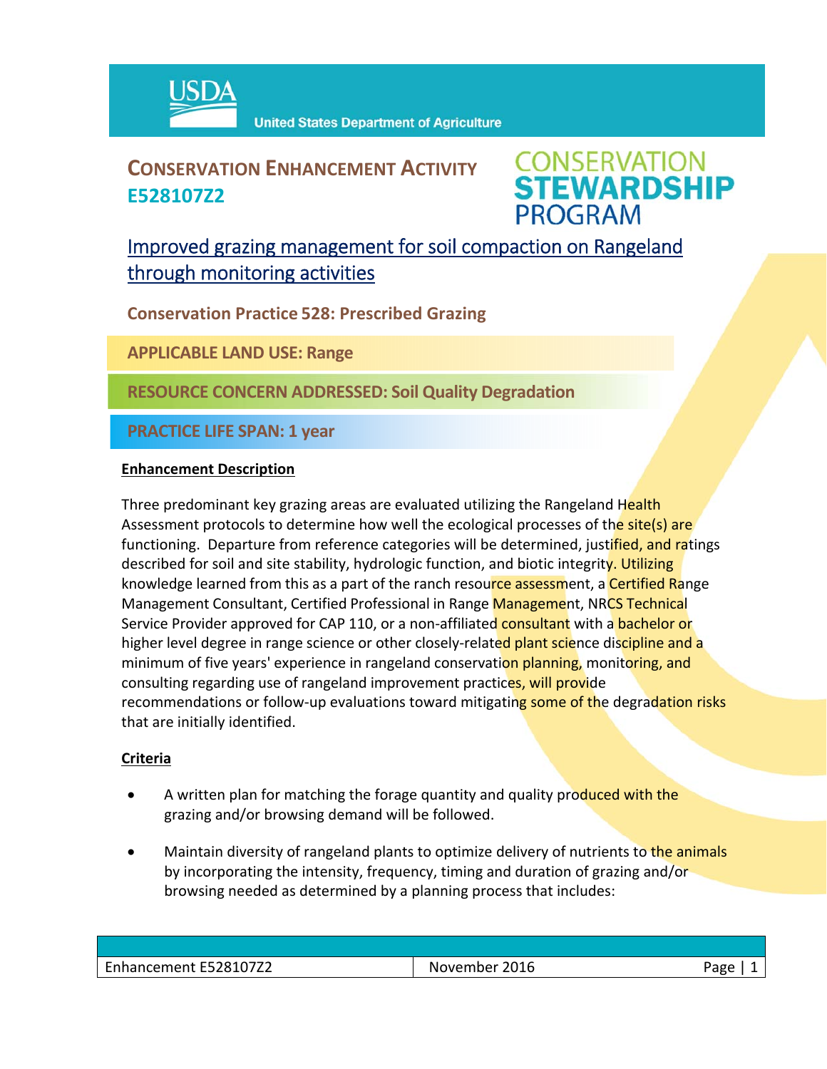USDA United States Department of Agriculture

# CONSERVATION ENHANCEMENT ACTIVITY E528107Z2

CONSERVATION STEWARDSHIP PROGRAM

## Improved grazing management for soil compaction on Rangeland through monitoring activities

**Conservation Practice 528: Prescribed Grazing**

**APPLICABLE LAND USE: Range**

**RESOURCE CONCERN ADDRESSED: Soil Quality Degradation**

**PRACTICE LIFE SPAN: 1 year**

### Enhancement Description

Three predominant key grazing areas are evaluated utilizing the Rangeland Health Assessment protocols to determine how well the ecological processes of the site(s) are functioning. Departure from reference categories will be determined, justified, and ratings described for soil and site stability, hydrologic function, and biotic integrity. Utilizing knowledge learned from this as a part of the ranch resource assessment, a Certified Range Management Consultant, Certified Professional in Range Management, NRCS Technical Service Provider approved for CAP 110, or a non-affiliated consultant with a bachelor or higher level degree in range science or other closely-related plant science discipline and a minimum of five years' experience in rangeland conservation planning, monitoring, and consulting regarding use of rangeland improvement practices, will provide recommendations or follow-up evaluations toward mitigating some of the degradation risks that are initially identified.

### Criteria

- A written plan for matching the forage quantity and quality produced with the grazing and/or browsing demand will be followed.
- Maintain diversity of rangeland plants to optimize delivery of nutrients to the animals by incorporating the intensity, frequency, timing and duration of grazing and/or browsing needed as determined by a planning process that includes: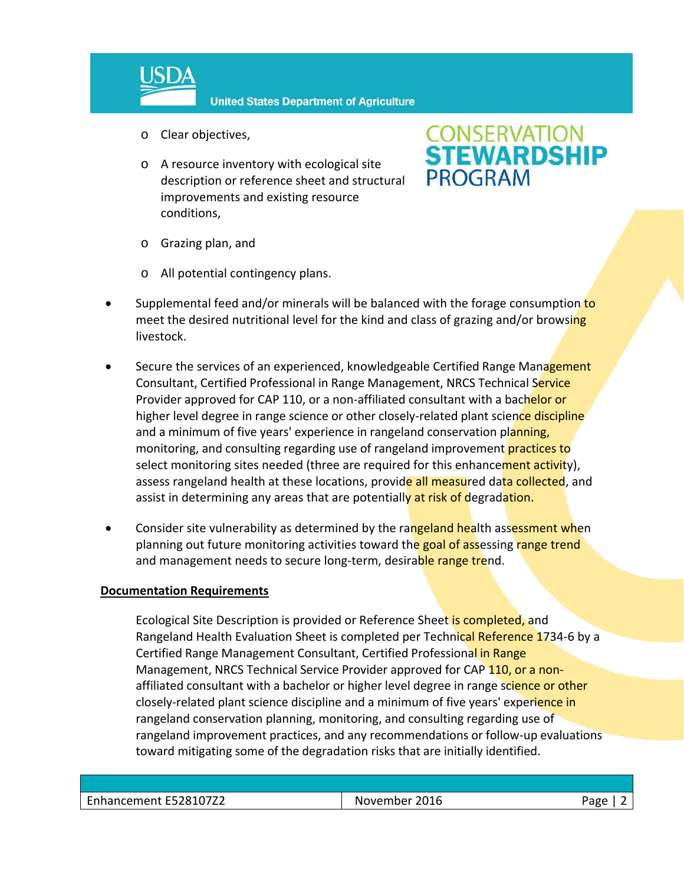- Clear objectives,
- A resource inventory with ecological site description or reference sheet and structural improvements and existing resource conditions,
- Grazing plan, and
- All potential contingency plans.

- Supplemental feed and/or minerals will be balanced with the forage consumption to meet the desired nutritional level for the kind and class of grazing and/or browsing livestock.
- Secure the services of an experienced, knowledgeable Certified Range Management Consultant, Certified Professional in Range Management, NRCS Technical Service Provider approved for CAP 110, or a non-affiliated consultant with a bachelor or higher level degree in range science or other closely-related plant science discipline and a minimum of five years' experience in rangeland conservation planning, monitoring, and consulting regarding use of rangeland improvement practices to select monitoring sites needed (three are required for this enhancement activity), assess rangeland health at these locations, provide all measured data collected, and assist in determining any areas that are potentially at risk of degradation.
- Consider site vulnerability as determined by the rangeland health assessment when planning out future monitoring activities toward the goal of assessing range trend and management needs to secure long-term, desirable range trend.

## Documentation Requirements

Ecological Site Description is provided or Reference Sheet is completed, and Rangeland Health Evaluation Sheet is completed per Technical Reference 1734-6 by a Certified Range Management Consultant, Certified Professional in Range Management, NRCS Technical Service Provider approved for CAP 110, or a non-affiliated consultant with a bachelor or higher level degree in range science or other closely-related plant science discipline and a minimum of five years' experience in rangeland conservation planning, monitoring, and consulting regarding use of rangeland improvement practices, and any recommendations or follow-up evaluations toward mitigating some of the degradation risks that are initially identified.